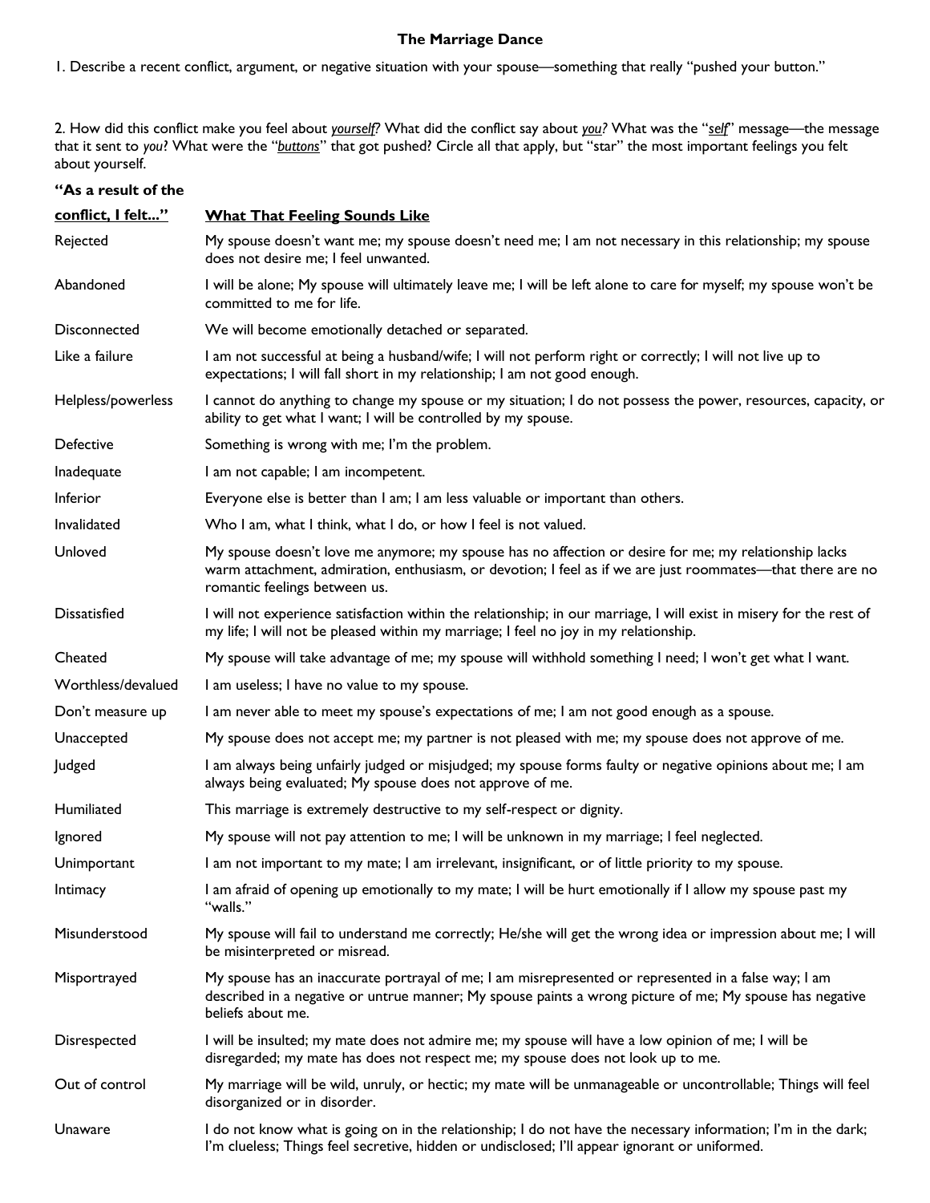# The Marriage Dance

1. Describe a recent conflict, argument, or negative situation with your spouse—something that really "pushed your button."

2. How did this conflict make you feel about *__yourself__*? What did the conflict say about *__you__*? What was the "*__self__*" message—the message that it sent to *you*? What were the "*__buttons__*" that got pushed? Circle all that apply, but "star" the most important feelings you felt about yourself.

| "As a result of the conflict, I felt..." | What That Feeling Sounds Like |
|---|---|
| Rejected | My spouse doesn't want me; my spouse doesn't need me; I am not necessary in this relationship; my spouse does not desire me; I feel unwanted. |
| Abandoned | I will be alone; My spouse will ultimately leave me; I will be left alone to care for myself; my spouse won't be committed to me for life. |
| Disconnected | We will become emotionally detached or separated. |
| Like a failure | I am not successful at being a husband/wife; I will not perform right or correctly; I will not live up to expectations; I will fall short in my relationship; I am not good enough. |
| Helpless/powerless | I cannot do anything to change my spouse or my situation; I do not possess the power, resources, capacity, or ability to get what I want; I will be controlled by my spouse. |
| Defective | Something is wrong with me; I'm the problem. |
| Inadequate | I am not capable; I am incompetent. |
| Inferior | Everyone else is better than I am; I am less valuable or important than others. |
| Invalidated | Who I am, what I think, what I do, or how I feel is not valued. |
| Unloved | My spouse doesn't love me anymore; my spouse has no affection or desire for me; my relationship lacks warm attachment, admiration, enthusiasm, or devotion; I feel as if we are just roommates—that there are no romantic feelings between us. |
| Dissatisfied | I will not experience satisfaction within the relationship; in our marriage, I will exist in misery for the rest of my life; I will not be pleased within my marriage; I feel no joy in my relationship. |
| Cheated | My spouse will take advantage of me; my spouse will withhold something I need; I won't get what I want. |
| Worthless/devalued | I am useless; I have no value to my spouse. |
| Don't measure up | I am never able to meet my spouse's expectations of me; I am not good enough as a spouse. |
| Unaccepted | My spouse does not accept me; my partner is not pleased with me; my spouse does not approve of me. |
| Judged | I am always being unfairly judged or misjudged; my spouse forms faulty or negative opinions about me; I am always being evaluated; My spouse does not approve of me. |
| Humiliated | This marriage is extremely destructive to my self-respect or dignity. |
| Ignored | My spouse will not pay attention to me; I will be unknown in my marriage; I feel neglected. |
| Unimportant | I am not important to my mate; I am irrelevant, insignificant, or of little priority to my spouse. |
| Intimacy | I am afraid of opening up emotionally to my mate; I will be hurt emotionally if I allow my spouse past my "walls." |
| Misunderstood | My spouse will fail to understand me correctly; He/she will get the wrong idea or impression about me; I will be misinterpreted or misread. |
| Misportrayed | My spouse has an inaccurate portrayal of me; I am misrepresented or represented in a false way; I am described in a negative or untrue manner; My spouse paints a wrong picture of me; My spouse has negative beliefs about me. |
| Disrespected | I will be insulted; my mate does not admire me; my spouse will have a low opinion of me; I will be disregarded; my mate has does not respect me; my spouse does not look up to me. |
| Out of control | My marriage will be wild, unruly, or hectic; my mate will be unmanageable or uncontrollable; Things will feel disorganized or in disorder. |
| Unaware | I do not know what is going on in the relationship; I do not have the necessary information; I'm in the dark; I'm clueless; Things feel secretive, hidden or undisclosed; I'll appear ignorant or uniformed. |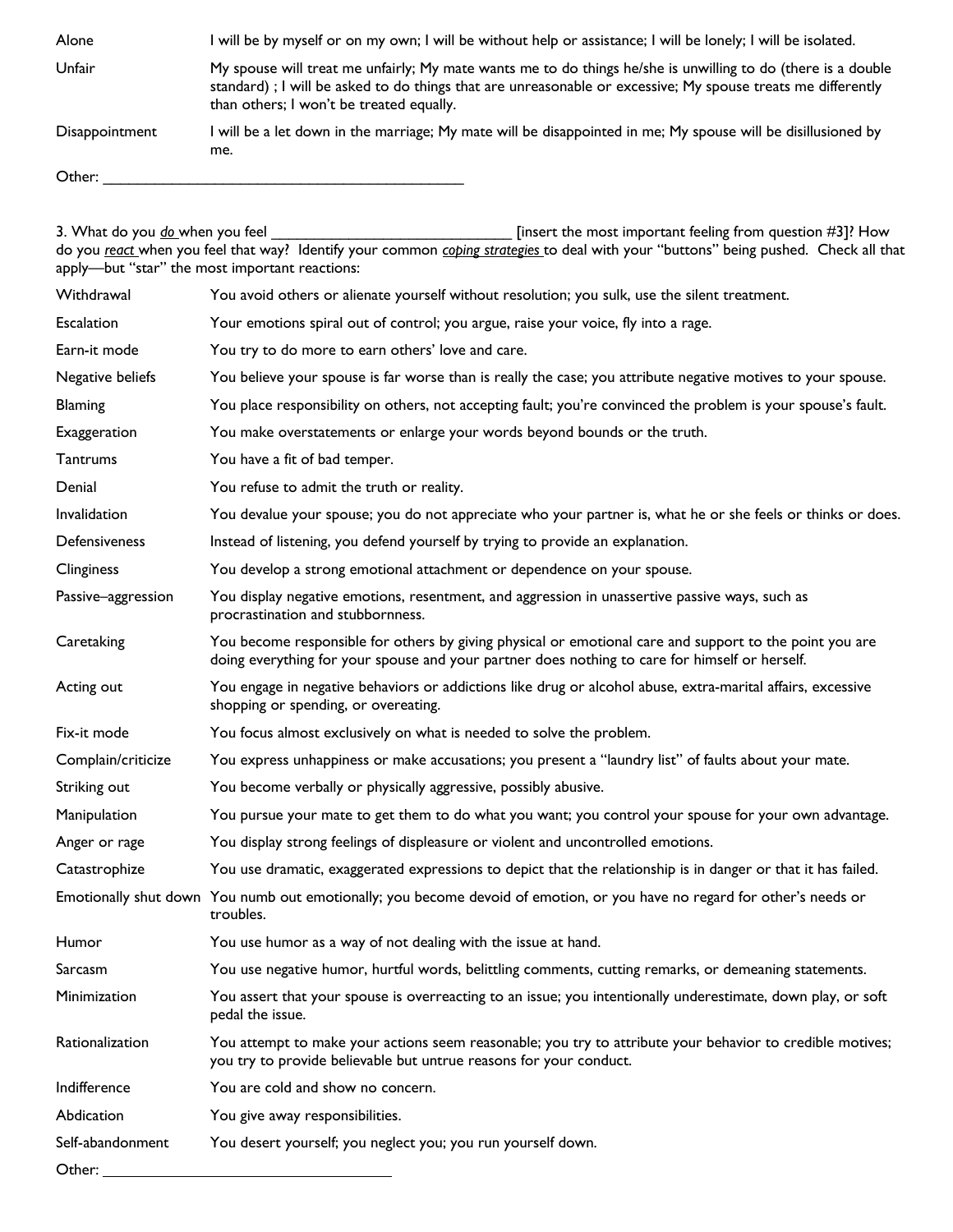| | |
|---|---|
| Alone | I will be by myself or on my own; I will be without help or assistance; I will be lonely; I will be isolated. |
| Unfair | My spouse will treat me unfairly; My mate wants me to do things he/she is unwilling to do (there is a double standard) ; I will be asked to do things that are unreasonable or excessive; My spouse treats me differently than others; I won't be treated equally. |
| Disappointment | I will be a let down in the marriage; My mate will be disappointed in me; My spouse will be disillusioned by me. |

Other: ____________________________________________

3. What do you *do* when you feel ____________________________ [insert the most important feeling from question #3]? How do you *react* when you feel that way? Identify your common *coping strategies* to deal with your "buttons" being pushed. Check all that apply—but "star" the most important reactions:

| | |
|---|---|
| Withdrawal | You avoid others or alienate yourself without resolution; you sulk, use the silent treatment. |
| Escalation | Your emotions spiral out of control; you argue, raise your voice, fly into a rage. |
| Earn-it mode | You try to do more to earn others' love and care. |
| Negative beliefs | You believe your spouse is far worse than is really the case; you attribute negative motives to your spouse. |
| Blaming | You place responsibility on others, not accepting fault; you're convinced the problem is your spouse's fault. |
| Exaggeration | You make overstatements or enlarge your words beyond bounds or the truth. |
| Tantrums | You have a fit of bad temper. |
| Denial | You refuse to admit the truth or reality. |
| Invalidation | You devalue your spouse; you do not appreciate who your partner is, what he or she feels or thinks or does. |
| Defensiveness | Instead of listening, you defend yourself by trying to provide an explanation. |
| Clinginess | You develop a strong emotional attachment or dependence on your spouse. |
| Passive–aggression | You display negative emotions, resentment, and aggression in unassertive passive ways, such as procrastination and stubbornness. |
| Caretaking | You become responsible for others by giving physical or emotional care and support to the point you are doing everything for your spouse and your partner does nothing to care for himself or herself. |
| Acting out | You engage in negative behaviors or addictions like drug or alcohol abuse, extra-marital affairs, excessive shopping or spending, or overeating. |
| Fix-it mode | You focus almost exclusively on what is needed to solve the problem. |
| Complain/criticize | You express unhappiness or make accusations; you present a "laundry list" of faults about your mate. |
| Striking out | You become verbally or physically aggressive, possibly abusive. |
| Manipulation | You pursue your mate to get them to do what you want; you control your spouse for your own advantage. |
| Anger or rage | You display strong feelings of displeasure or violent and uncontrolled emotions. |
| Catastrophize | You use dramatic, exaggerated expressions to depict that the relationship is in danger or that it has failed. |
| Emotionally shut down | You numb out emotionally; you become devoid of emotion, or you have no regard for other's needs or troubles. |
| Humor | You use humor as a way of not dealing with the issue at hand. |
| Sarcasm | You use negative humor, hurtful words, belittling comments, cutting remarks, or demeaning statements. |
| Minimization | You assert that your spouse is overreacting to an issue; you intentionally underestimate, down play, or soft pedal the issue. |
| Rationalization | You attempt to make your actions seem reasonable; you try to attribute your behavior to credible motives; you try to provide believable but untrue reasons for your conduct. |
| Indifference | You are cold and show no concern. |
| Abdication | You give away responsibilities. |
| Self-abandonment | You desert yourself; you neglect you; you run yourself down. |

Other: ______________________________